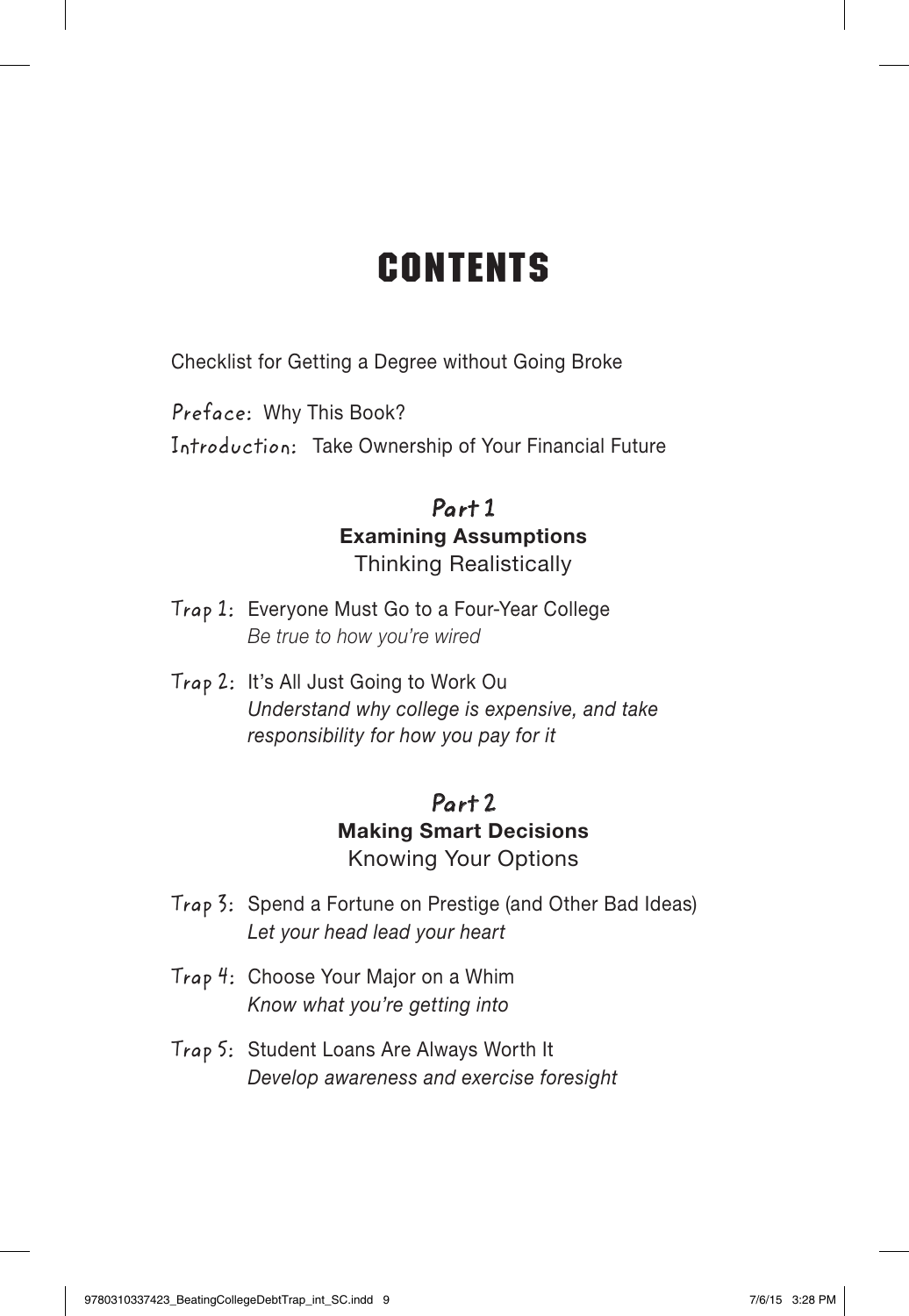# CONTENTS

Checklist for Getting a Degree without Going Broke

Preface: Why This Book?

Introduction: Take Ownership of Your Financial Future

## Part 1

**Examining Assumptions**

Thinking Realistically

Trap 1: Everyone Must Go to a Four-Year College
*Be true to how you're wired*

Trap 2: It's All Just Going to Work Ou
*Understand why college is expensive, and take responsibility for how you pay for it*

## Part 2

**Making Smart Decisions**

Knowing Your Options

Trap 3: Spend a Fortune on Prestige (and Other Bad Ideas)
*Let your head lead your heart*

Trap 4: Choose Your Major on a Whim
*Know what you're getting into*

Trap 5: Student Loans Are Always Worth It
*Develop awareness and exercise foresight*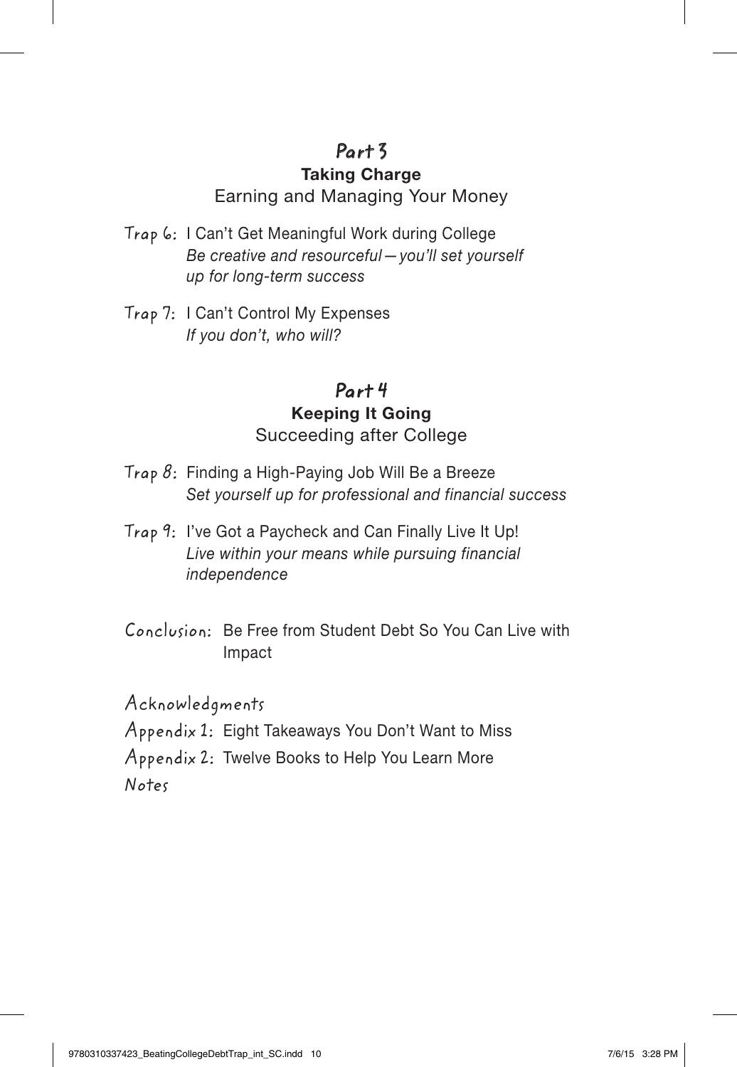## Part 3

**Taking Charge**

Earning and Managing Your Money

Trap 6: I Can't Get Meaningful Work during College
*Be creative and resourceful—you'll set yourself up for long-term success*

Trap 7: I Can't Control My Expenses
*If you don't, who will?*

## Part 4

**Keeping It Going**

Succeeding after College

Trap 8: Finding a High-Paying Job Will Be a Breeze
*Set yourself up for professional and financial success*

Trap 9: I've Got a Paycheck and Can Finally Live It Up!
*Live within your means while pursuing financial independence*

Conclusion: Be Free from Student Debt So You Can Live with Impact

Acknowledgments

Appendix 1: Eight Takeaways You Don't Want to Miss

Appendix 2: Twelve Books to Help You Learn More

Notes